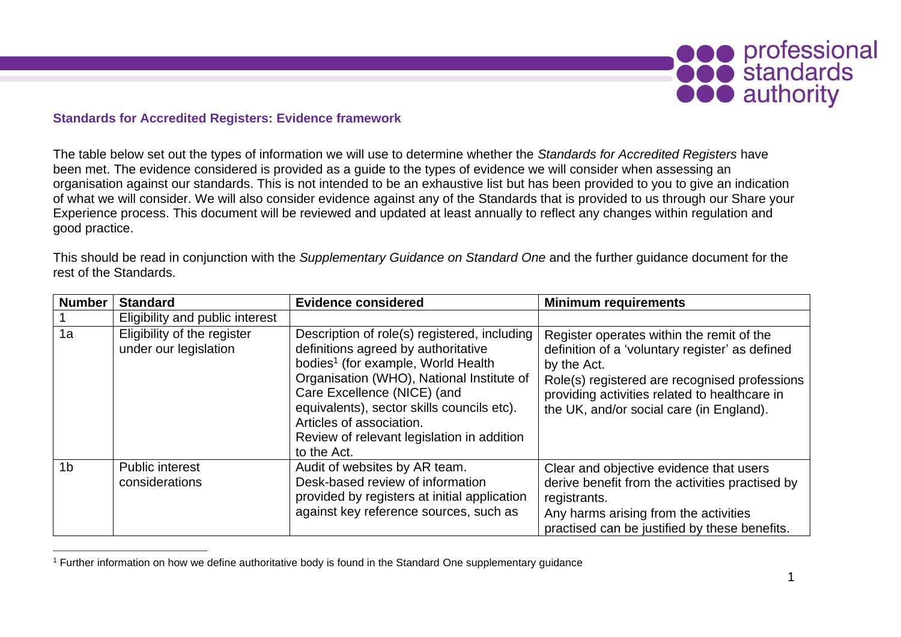## Standards for Accredited Registers: Evidence framework

The table below set out the types of information we will use to determine whether the *Standards for Accredited Registers* have been met. The evidence considered is provided as a guide to the types of evidence we will consider when assessing an organisation against our standards. This is not intended to be an exhaustive list but has been provided to you to give an indication of what we will consider. We will also consider evidence against any of the Standards that is provided to us through our Share your Experience process. This document will be reviewed and updated at least annually to reflect any changes within regulation and good practice.

This should be read in conjunction with the *Supplementary Guidance on Standard One* and the further guidance document for the rest of the Standards.

| Number | Standard | Evidence considered | Minimum requirements |
| --- | --- | --- | --- |
| 1 | Eligibility and public interest | | |
| 1a | Eligibility of the register under our legislation | Description of role(s) registered, including definitions agreed by authoritative bodies[1] (for example, World Health Organisation (WHO), National Institute of Care Excellence (NICE) (and equivalents), sector skills councils etc). Articles of association. Review of relevant legislation in addition to the Act. | Register operates within the remit of the definition of a 'voluntary register' as defined by the Act. Role(s) registered are recognised professions providing activities related to healthcare in the UK, and/or social care (in England). |
| 1b | Public interest considerations | Audit of websites by AR team. Desk-based review of information provided by registers at initial application against key reference sources, such as | Clear and objective evidence that users derive benefit from the activities practised by registrants. Any harms arising from the activities practised can be justified by these benefits. |

[1] Further information on how we define authoritative body is found in the Standard One supplementary guidance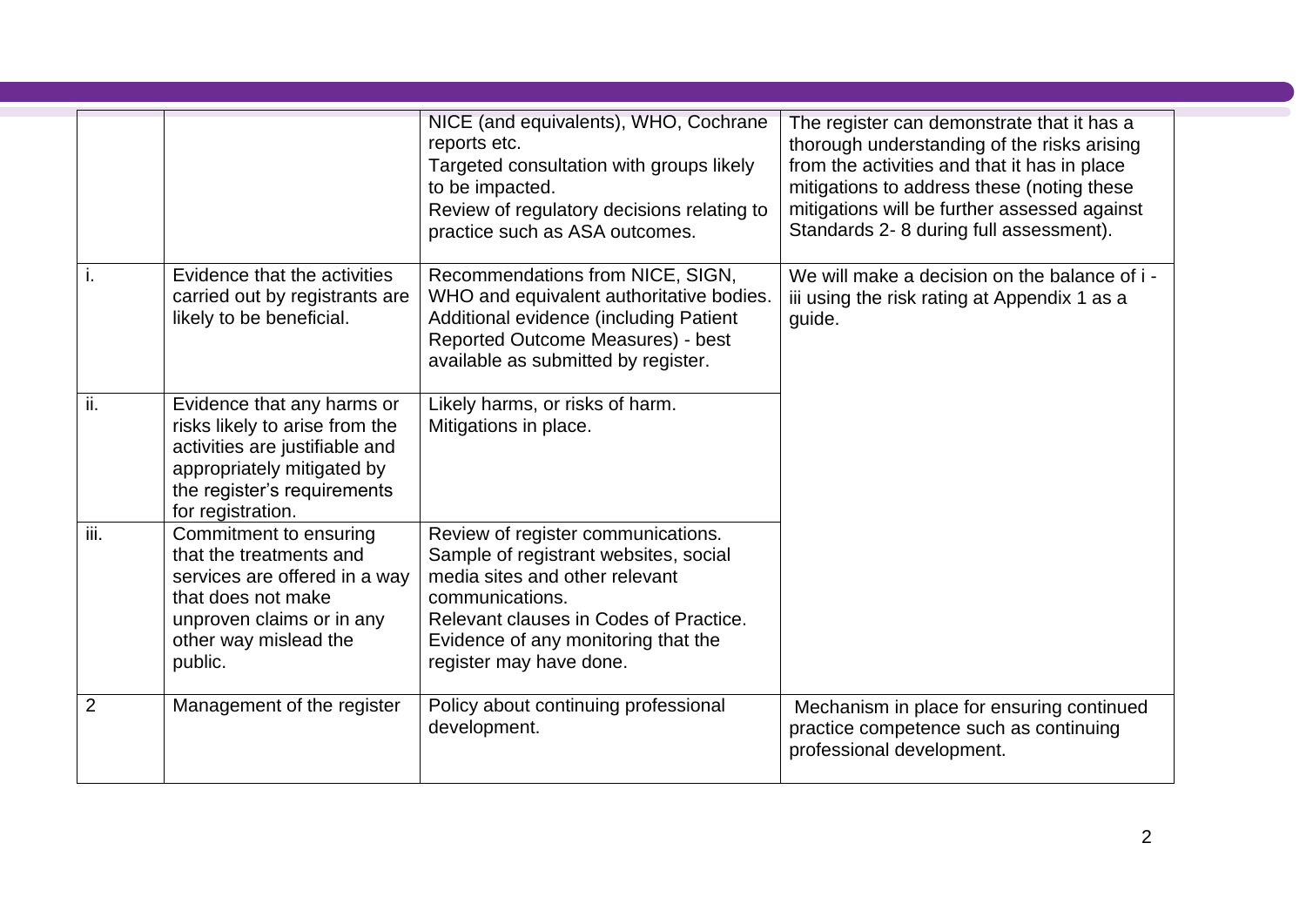| | | | |
|---|---|---|---|
| | | NICE (and equivalents), WHO, Cochrane reports etc.<br>Targeted consultation with groups likely to be impacted.<br>Review of regulatory decisions relating to practice such as ASA outcomes. | The register can demonstrate that it has a thorough understanding of the risks arising from the activities and that it has in place mitigations to address these (noting these mitigations will be further assessed against Standards 2- 8 during full assessment). |
| i. | Evidence that the activities carried out by registrants are likely to be beneficial. | Recommendations from NICE, SIGN, WHO and equivalent authoritative bodies.<br>Additional evidence (including Patient Reported Outcome Measures) - best available as submitted by register. | We will make a decision on the balance of i - iii using the risk rating at Appendix 1 as a guide. |
| ii. | Evidence that any harms or risks likely to arise from the activities are justifiable and appropriately mitigated by the register's requirements for registration. | Likely harms, or risks of harm.<br>Mitigations in place. | |
| iii. | Commitment to ensuring that the treatments and services are offered in a way that does not make unproven claims or in any other way mislead the public. | Review of register communications.<br>Sample of registrant websites, social media sites and other relevant communications.<br>Relevant clauses in Codes of Practice.<br>Evidence of any monitoring that the register may have done. | |
| 2 | Management of the register | Policy about continuing professional development. | Mechanism in place for ensuring continued practice competence such as continuing professional development. |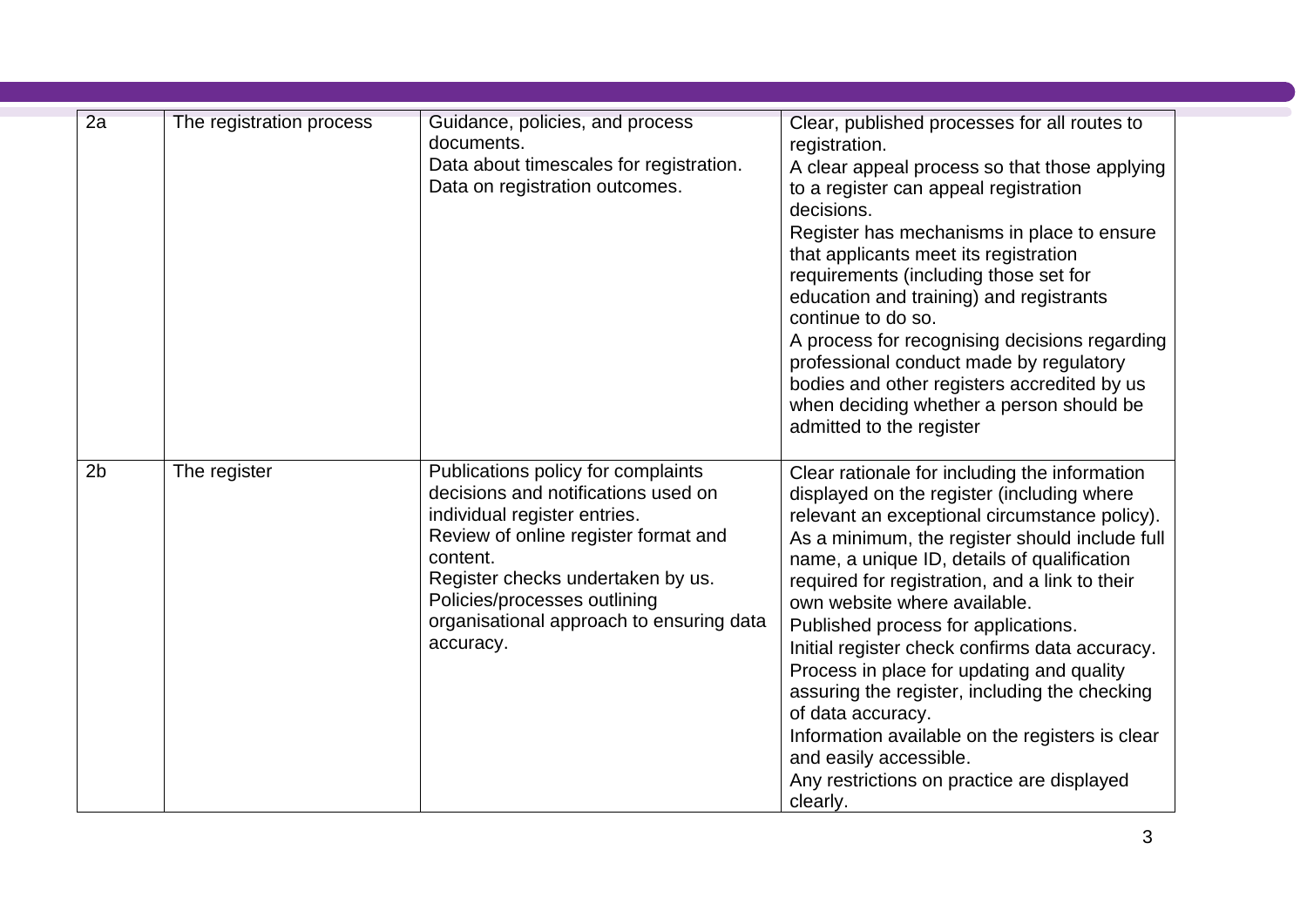| | | | |
|---|---|---|---|
| 2a | The registration process | Guidance, policies, and process documents.<br>Data about timescales for registration.<br>Data on registration outcomes. | Clear, published processes for all routes to registration.<br>A clear appeal process so that those applying to a register can appeal registration decisions.<br>Register has mechanisms in place to ensure that applicants meet its registration requirements (including those set for education and training) and registrants continue to do so.<br>A process for recognising decisions regarding professional conduct made by regulatory bodies and other registers accredited by us when deciding whether a person should be admitted to the register |
| 2b | The register | Publications policy for complaints decisions and notifications used on individual register entries.<br>Review of online register format and content.<br>Register checks undertaken by us.<br>Policies/processes outlining organisational approach to ensuring data accuracy. | Clear rationale for including the information displayed on the register (including where relevant an exceptional circumstance policy).<br>As a minimum, the register should include full name, a unique ID, details of qualification required for registration, and a link to their own website where available.<br>Published process for applications.<br>Initial register check confirms data accuracy.<br>Process in place for updating and quality assuring the register, including the checking of data accuracy.<br>Information available on the registers is clear and easily accessible.<br>Any restrictions on practice are displayed clearly. |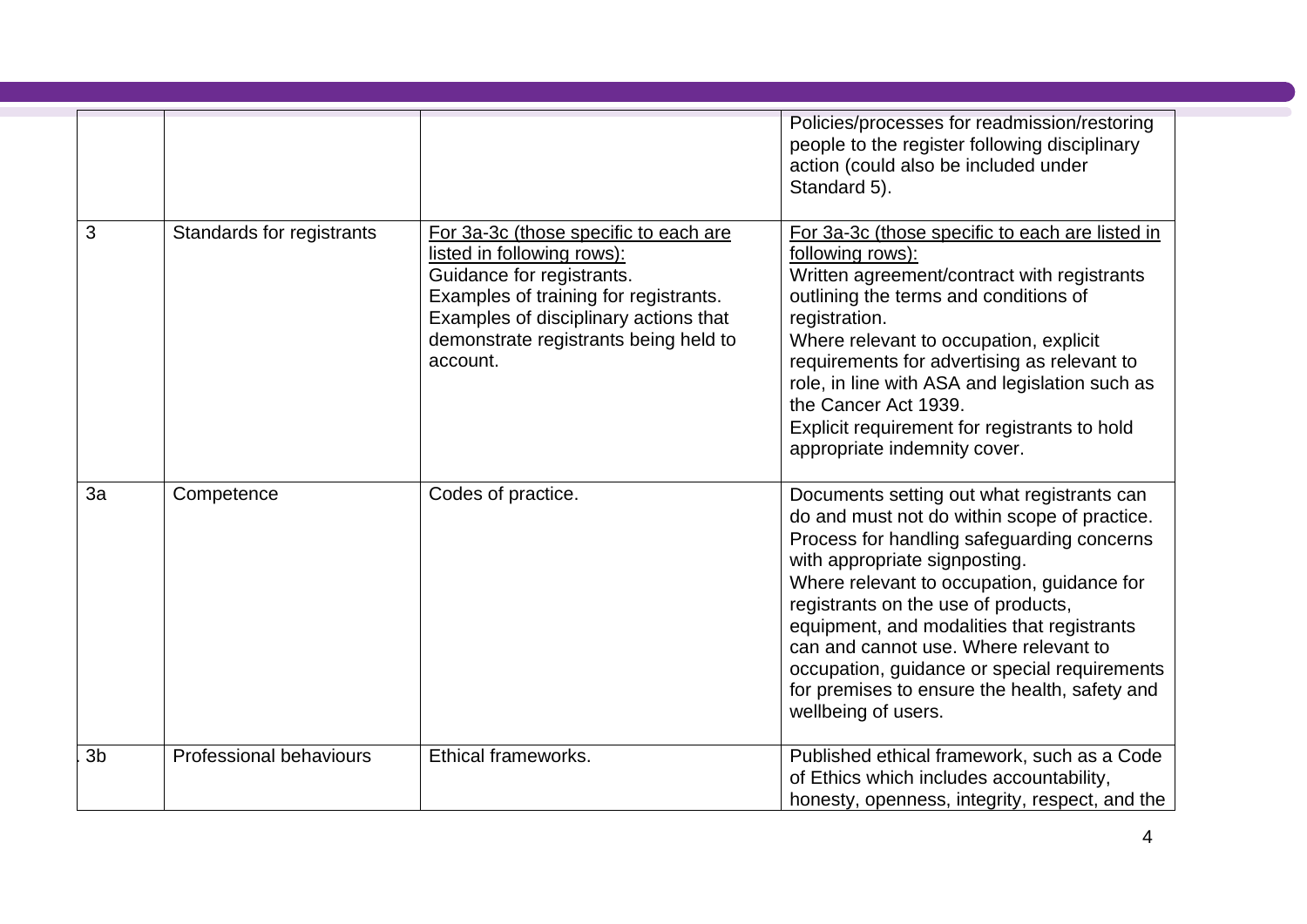| | | | |
|---|---|---|---|
| | | | Policies/processes for readmission/restoring people to the register following disciplinary action (could also be included under Standard 5). |
| 3 | Standards for registrants | For 3a-3c (those specific to each are listed in following rows):<br>Guidance for registrants.<br>Examples of training for registrants.<br>Examples of disciplinary actions that demonstrate registrants being held to account. | For 3a-3c (those specific to each are listed in following rows):<br>Written agreement/contract with registrants outlining the terms and conditions of registration.<br>Where relevant to occupation, explicit requirements for advertising as relevant to role, in line with ASA and legislation such as the Cancer Act 1939.<br>Explicit requirement for registrants to hold appropriate indemnity cover. |
| 3a | Competence | Codes of practice. | Documents setting out what registrants can do and must not do within scope of practice.<br>Process for handling safeguarding concerns with appropriate signposting.<br>Where relevant to occupation, guidance for registrants on the use of products, equipment, and modalities that registrants can and cannot use. Where relevant to occupation, guidance or special requirements for premises to ensure the health, safety and wellbeing of users. |
| 3b | Professional behaviours | Ethical frameworks. | Published ethical framework, such as a Code of Ethics which includes accountability, honesty, openness, integrity, respect, and the |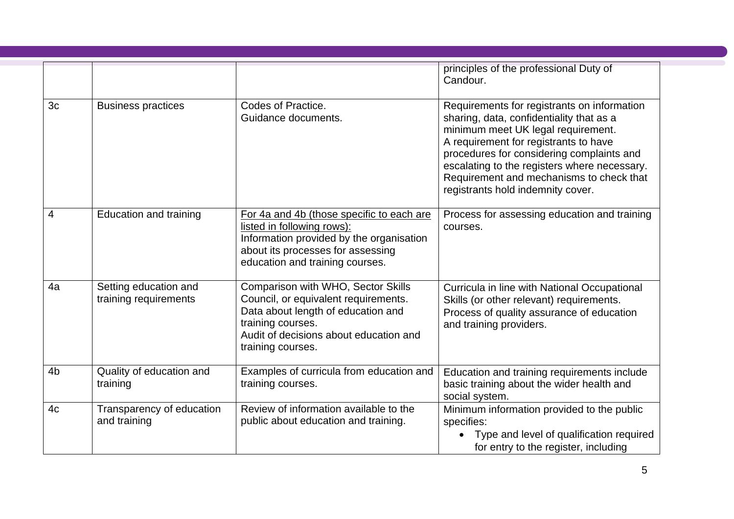| | | | |
|---|---|---|---|
| | | | principles of the professional Duty of Candour. |
| 3c | Business practices | Codes of Practice.<br>Guidance documents. | Requirements for registrants on information sharing, data, confidentiality that as a minimum meet UK legal requirement.<br>A requirement for registrants to have procedures for considering complaints and escalating to the registers where necessary.<br>Requirement and mechanisms to check that registrants hold indemnity cover. |
| 4 | Education and training | For 4a and 4b (those specific to each are listed in following rows):<br>Information provided by the organisation about its processes for assessing education and training courses. | Process for assessing education and training courses. |
| 4a | Setting education and training requirements | Comparison with WHO, Sector Skills Council, or equivalent requirements.<br>Data about length of education and training courses.<br>Audit of decisions about education and training courses. | Curricula in line with National Occupational Skills (or other relevant) requirements.<br>Process of quality assurance of education and training providers. |
| 4b | Quality of education and training | Examples of curricula from education and training courses. | Education and training requirements include basic training about the wider health and social system. |
| 4c | Transparency of education and training | Review of information available to the public about education and training. | Minimum information provided to the public specifies:<br>• Type and level of qualification required for entry to the register, including |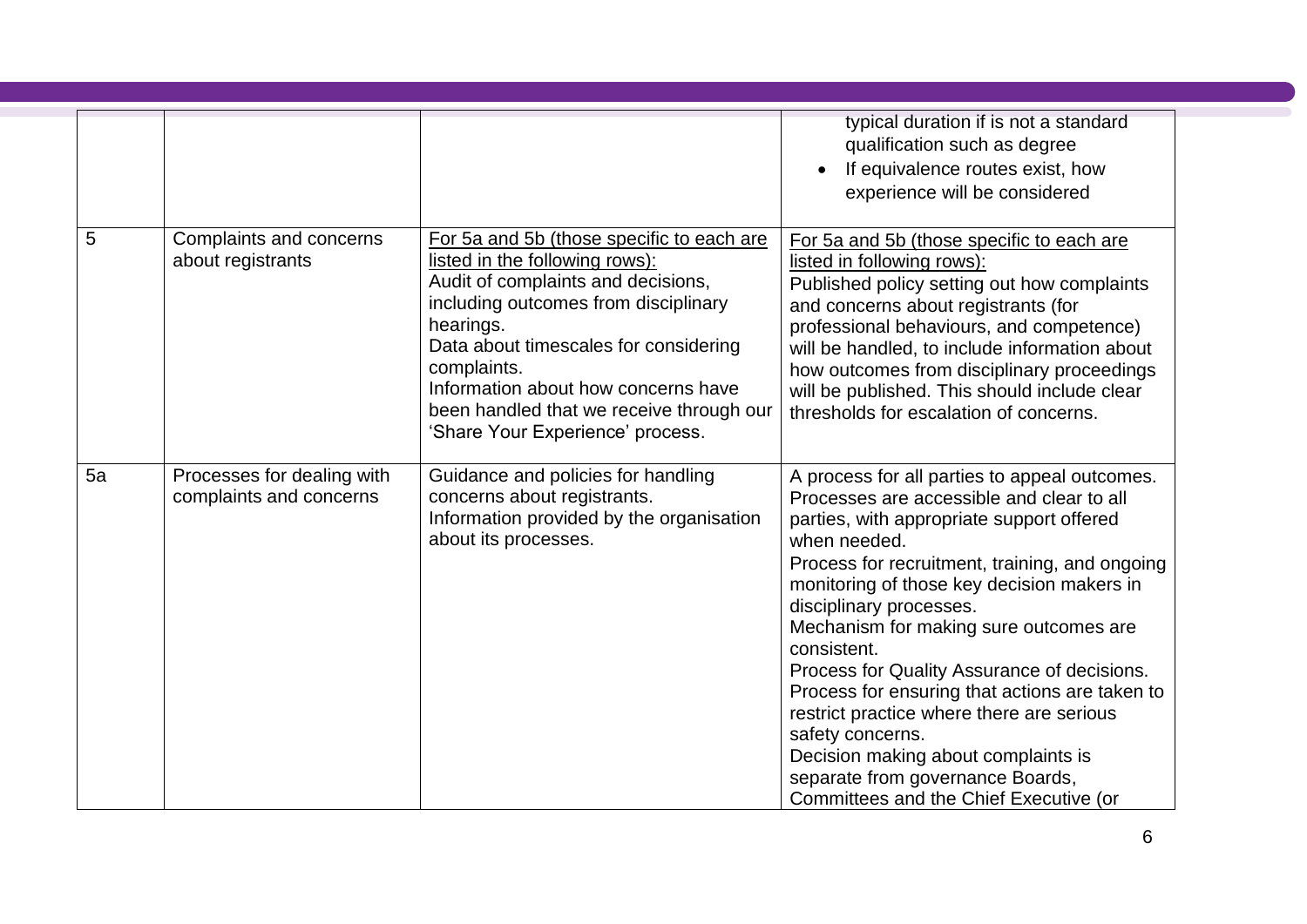| | | | |
|---|---|---|---|
| | | | typical duration if is not a standard qualification such as degree<br>• If equivalence routes exist, how experience will be considered |
| 5 | Complaints and concerns about registrants | For 5a and 5b (those specific to each are listed in the following rows):<br>Audit of complaints and decisions, including outcomes from disciplinary hearings.<br>Data about timescales for considering complaints.<br>Information about how concerns have been handled that we receive through our 'Share Your Experience' process. | For 5a and 5b (those specific to each are listed in following rows):<br>Published policy setting out how complaints and concerns about registrants (for professional behaviours, and competence) will be handled, to include information about how outcomes from disciplinary proceedings will be published. This should include clear thresholds for escalation of concerns. |
| 5a | Processes for dealing with complaints and concerns | Guidance and policies for handling concerns about registrants.<br>Information provided by the organisation about its processes. | A process for all parties to appeal outcomes.<br>Processes are accessible and clear to all parties, with appropriate support offered when needed.<br>Process for recruitment, training, and ongoing monitoring of those key decision makers in disciplinary processes.<br>Mechanism for making sure outcomes are consistent.<br>Process for Quality Assurance of decisions.<br>Process for ensuring that actions are taken to restrict practice where there are serious safety concerns.<br>Decision making about complaints is separate from governance Boards, Committees and the Chief Executive (or |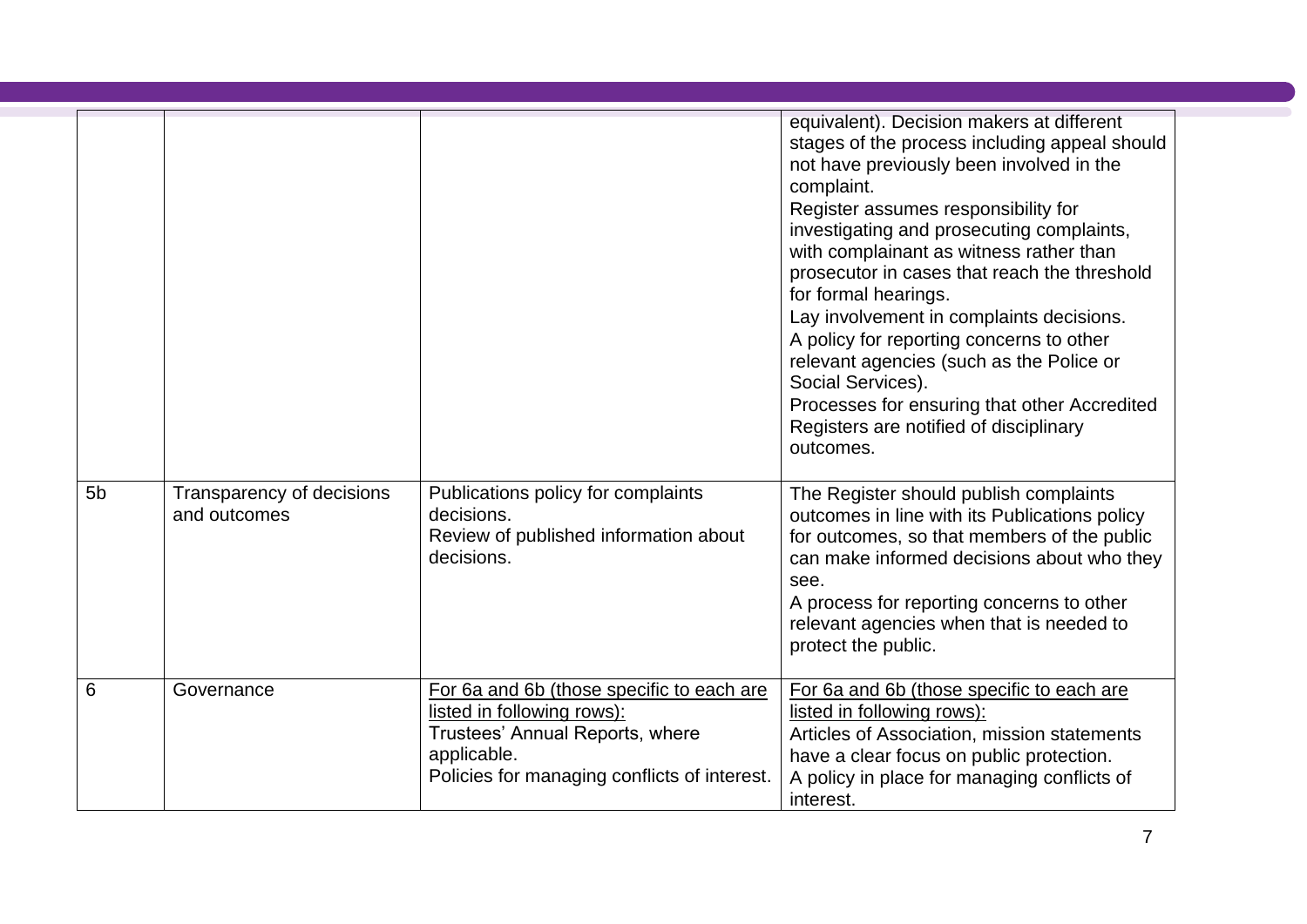| | | | |
|---|---|---|---|
| | | | equivalent). Decision makers at different stages of the process including appeal should not have previously been involved in the complaint.<br>Register assumes responsibility for investigating and prosecuting complaints, with complainant as witness rather than prosecutor in cases that reach the threshold for formal hearings.<br>Lay involvement in complaints decisions.<br>A policy for reporting concerns to other relevant agencies (such as the Police or Social Services).<br>Processes for ensuring that other Accredited Registers are notified of disciplinary outcomes. |
| 5b | Transparency of decisions and outcomes | Publications policy for complaints decisions.<br>Review of published information about decisions. | The Register should publish complaints outcomes in line with its Publications policy for outcomes, so that members of the public can make informed decisions about who they see.<br>A process for reporting concerns to other relevant agencies when that is needed to protect the public. |
| 6 | Governance | For 6a and 6b (those specific to each are listed in following rows):<br>Trustees' Annual Reports, where applicable.<br>Policies for managing conflicts of interest. | For 6a and 6b (those specific to each are listed in following rows):<br>Articles of Association, mission statements have a clear focus on public protection.<br>A policy in place for managing conflicts of interest. |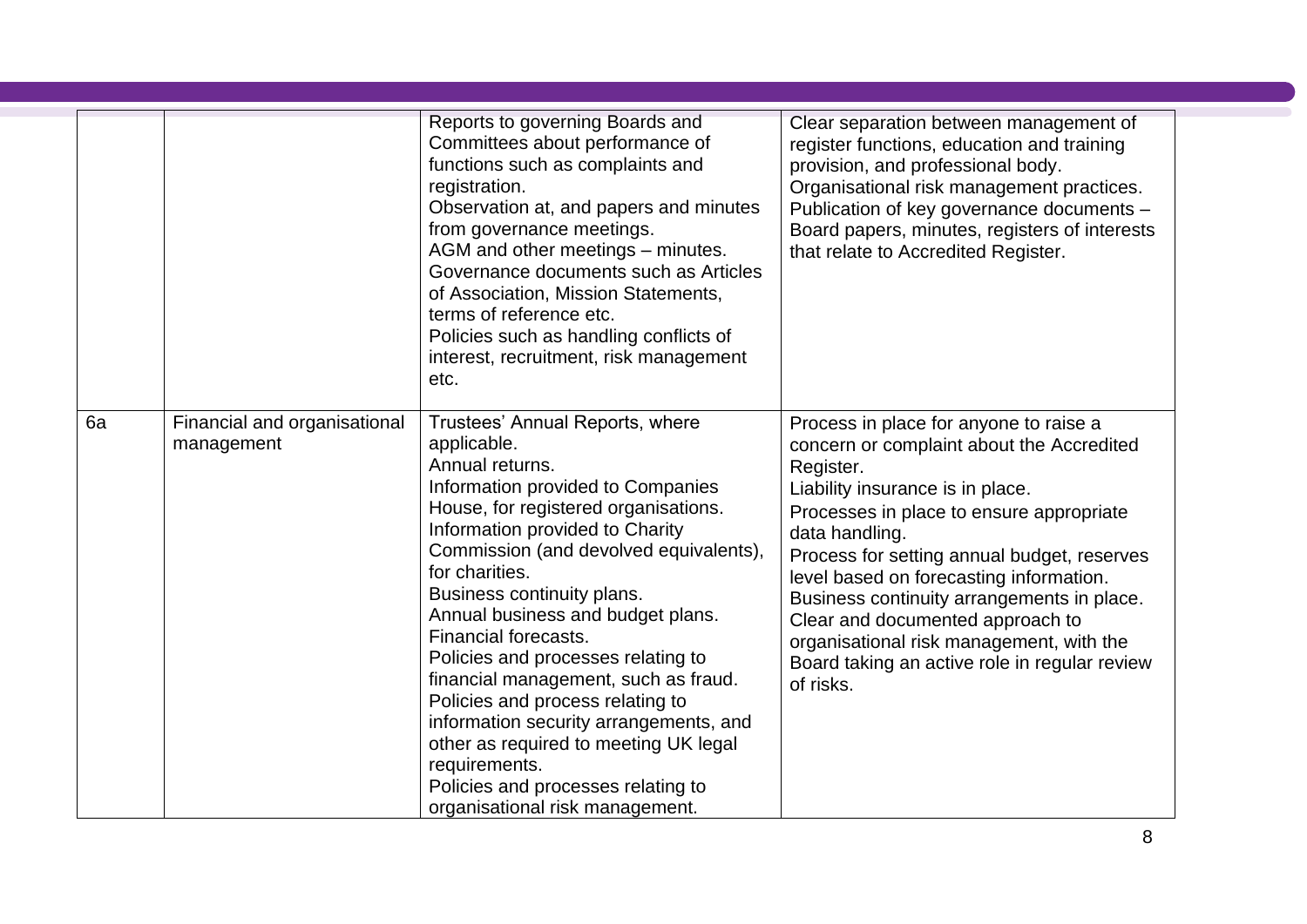| | | | |
|---|---|---|---|
| | | Reports to governing Boards and Committees about performance of functions such as complaints and registration.<br>Observation at, and papers and minutes from governance meetings.<br>AGM and other meetings – minutes.<br>Governance documents such as Articles of Association, Mission Statements, terms of reference etc.<br>Policies such as handling conflicts of interest, recruitment, risk management etc. | Clear separation between management of register functions, education and training provision, and professional body.<br>Organisational risk management practices.<br>Publication of key governance documents – Board papers, minutes, registers of interests that relate to Accredited Register. |
| 6a | Financial and organisational management | Trustees' Annual Reports, where applicable.<br>Annual returns.<br>Information provided to Companies House, for registered organisations.<br>Information provided to Charity Commission (and devolved equivalents), for charities.<br>Business continuity plans.<br>Annual business and budget plans.<br>Financial forecasts.<br>Policies and processes relating to financial management, such as fraud.<br>Policies and process relating to information security arrangements, and other as required to meeting UK legal requirements.<br>Policies and processes relating to organisational risk management. | Process in place for anyone to raise a concern or complaint about the Accredited Register.<br>Liability insurance is in place.<br>Processes in place to ensure appropriate data handling.<br>Process for setting annual budget, reserves level based on forecasting information.<br>Business continuity arrangements in place.<br>Clear and documented approach to organisational risk management, with the Board taking an active role in regular review of risks. |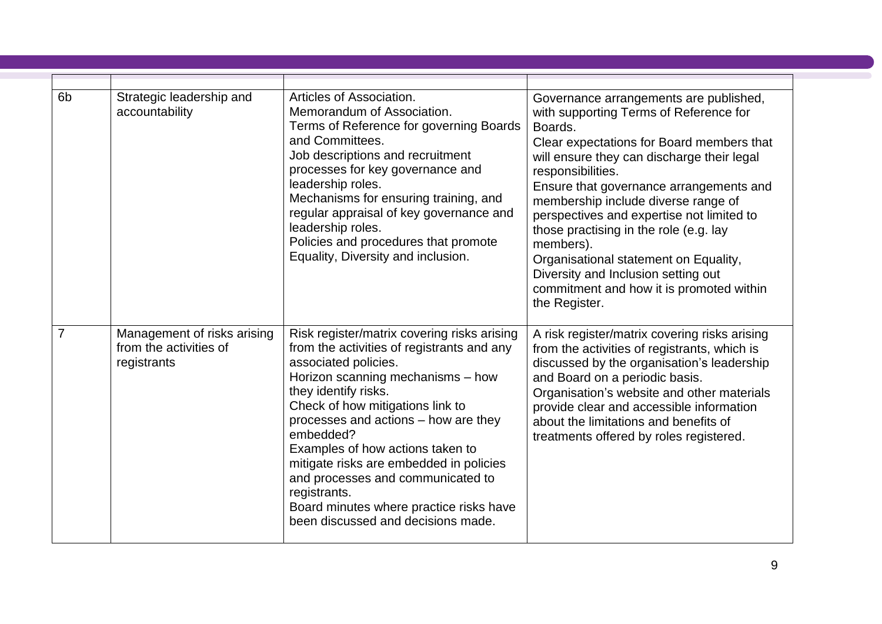| | | | |
|---|---|---|---|
| 6b | Strategic leadership and accountability | Articles of Association.<br>Memorandum of Association.<br>Terms of Reference for governing Boards and Committees.<br>Job descriptions and recruitment processes for key governance and leadership roles.<br>Mechanisms for ensuring training, and regular appraisal of key governance and leadership roles.<br>Policies and procedures that promote Equality, Diversity and inclusion. | Governance arrangements are published, with supporting Terms of Reference for Boards.<br>Clear expectations for Board members that will ensure they can discharge their legal responsibilities.<br>Ensure that governance arrangements and membership include diverse range of perspectives and expertise not limited to those practising in the role (e.g. lay members).<br>Organisational statement on Equality, Diversity and Inclusion setting out commitment and how it is promoted within the Register. |
| 7 | Management of risks arising from the activities of registrants | Risk register/matrix covering risks arising from the activities of registrants and any associated policies.<br>Horizon scanning mechanisms – how they identify risks.<br>Check of how mitigations link to processes and actions – how are they embedded?<br>Examples of how actions taken to mitigate risks are embedded in policies and processes and communicated to registrants.<br>Board minutes where practice risks have been discussed and decisions made. | A risk register/matrix covering risks arising from the activities of registrants, which is discussed by the organisation's leadership and Board on a periodic basis.<br>Organisation's website and other materials provide clear and accessible information about the limitations and benefits of treatments offered by roles registered. |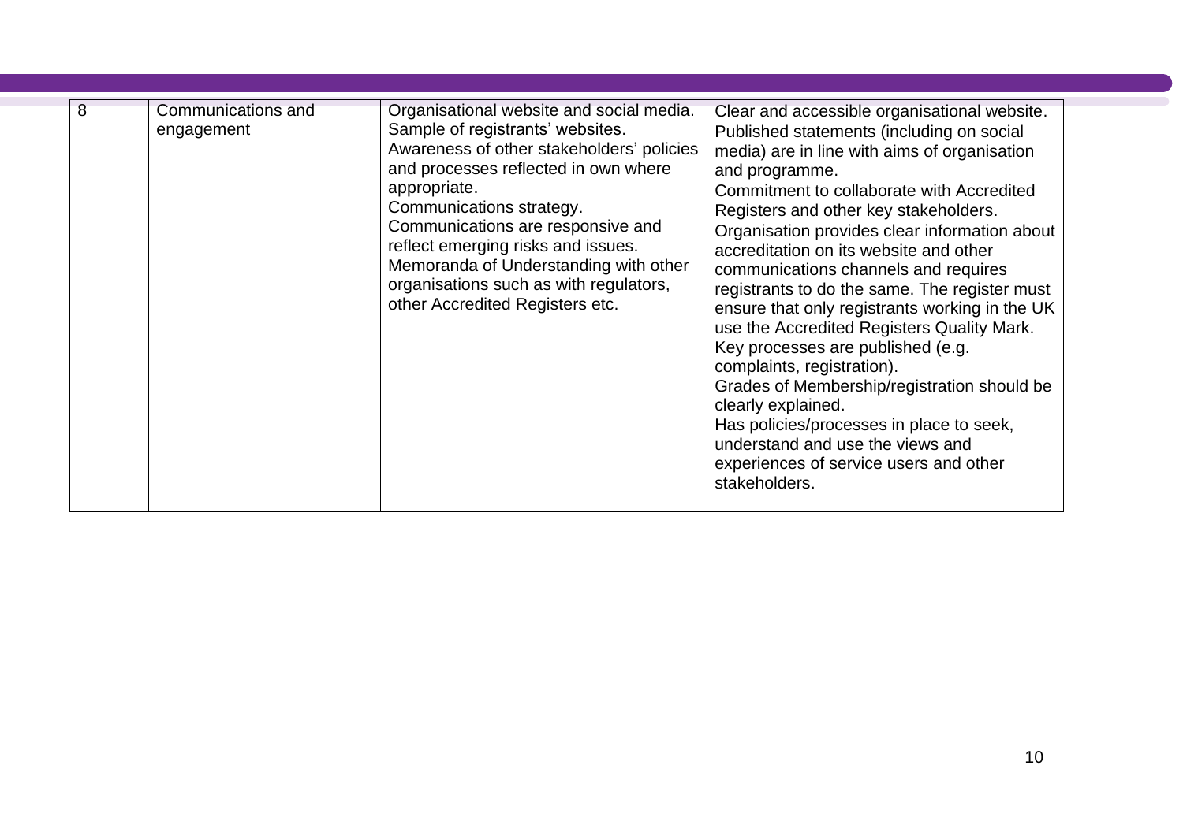| 8 | Communications and engagement | Organisational website and social media.<br>Sample of registrants' websites.<br>Awareness of other stakeholders' policies and processes reflected in own where appropriate.<br>Communications strategy.<br>Communications are responsive and reflect emerging risks and issues.<br>Memoranda of Understanding with other organisations such as with regulators, other Accredited Registers etc. | Clear and accessible organisational website.<br>Published statements (including on social media) are in line with aims of organisation and programme.<br>Commitment to collaborate with Accredited Registers and other key stakeholders.<br>Organisation provides clear information about accreditation on its website and other communications channels and requires registrants to do the same. The register must ensure that only registrants working in the UK use the Accredited Registers Quality Mark.<br>Key processes are published (e.g. complaints, registration).<br>Grades of Membership/registration should be clearly explained.<br>Has policies/processes in place to seek, understand and use the views and experiences of service users and other stakeholders. |
|---|---|---|---|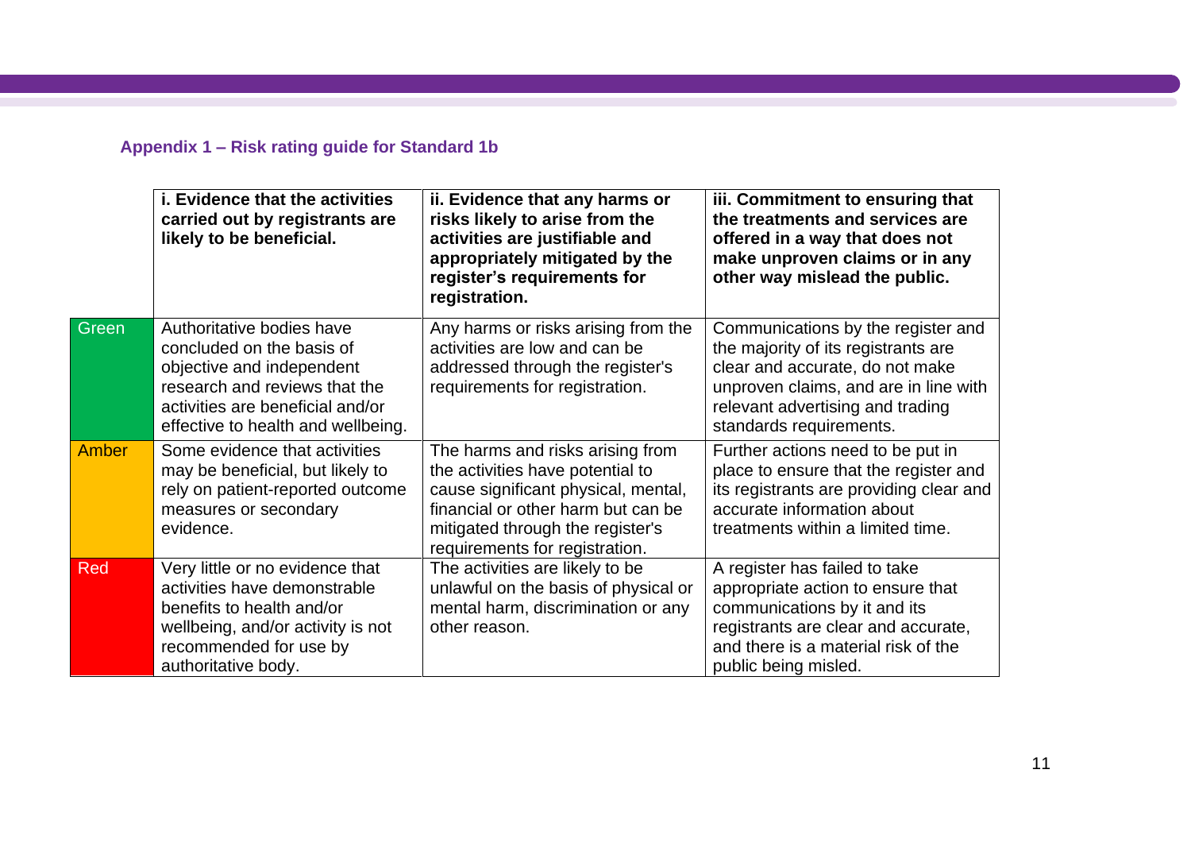## Appendix 1 – Risk rating guide for Standard 1b

| | i. Evidence that the activities carried out by registrants are likely to be beneficial. | ii. Evidence that any harms or risks likely to arise from the activities are justifiable and appropriately mitigated by the register's requirements for registration. | iii. Commitment to ensuring that the treatments and services are offered in a way that does not make unproven claims or in any other way mislead the public. |
|---|---|---|---|
| Green | Authoritative bodies have concluded on the basis of objective and independent research and reviews that the activities are beneficial and/or effective to health and wellbeing. | Any harms or risks arising from the activities are low and can be addressed through the register's requirements for registration. | Communications by the register and the majority of its registrants are clear and accurate, do not make unproven claims, and are in line with relevant advertising and trading standards requirements. |
| Amber | Some evidence that activities may be beneficial, but likely to rely on patient-reported outcome measures or secondary evidence. | The harms and risks arising from the activities have potential to cause significant physical, mental, financial or other harm but can be mitigated through the register's requirements for registration. | Further actions need to be put in place to ensure that the register and its registrants are providing clear and accurate information about treatments within a limited time. |
| Red | Very little or no evidence that activities have demonstrable benefits to health and/or wellbeing, and/or activity is not recommended for use by authoritative body. | The activities are likely to be unlawful on the basis of physical or mental harm, discrimination or any other reason. | A register has failed to take appropriate action to ensure that communications by it and its registrants are clear and accurate, and there is a material risk of the public being misled. |